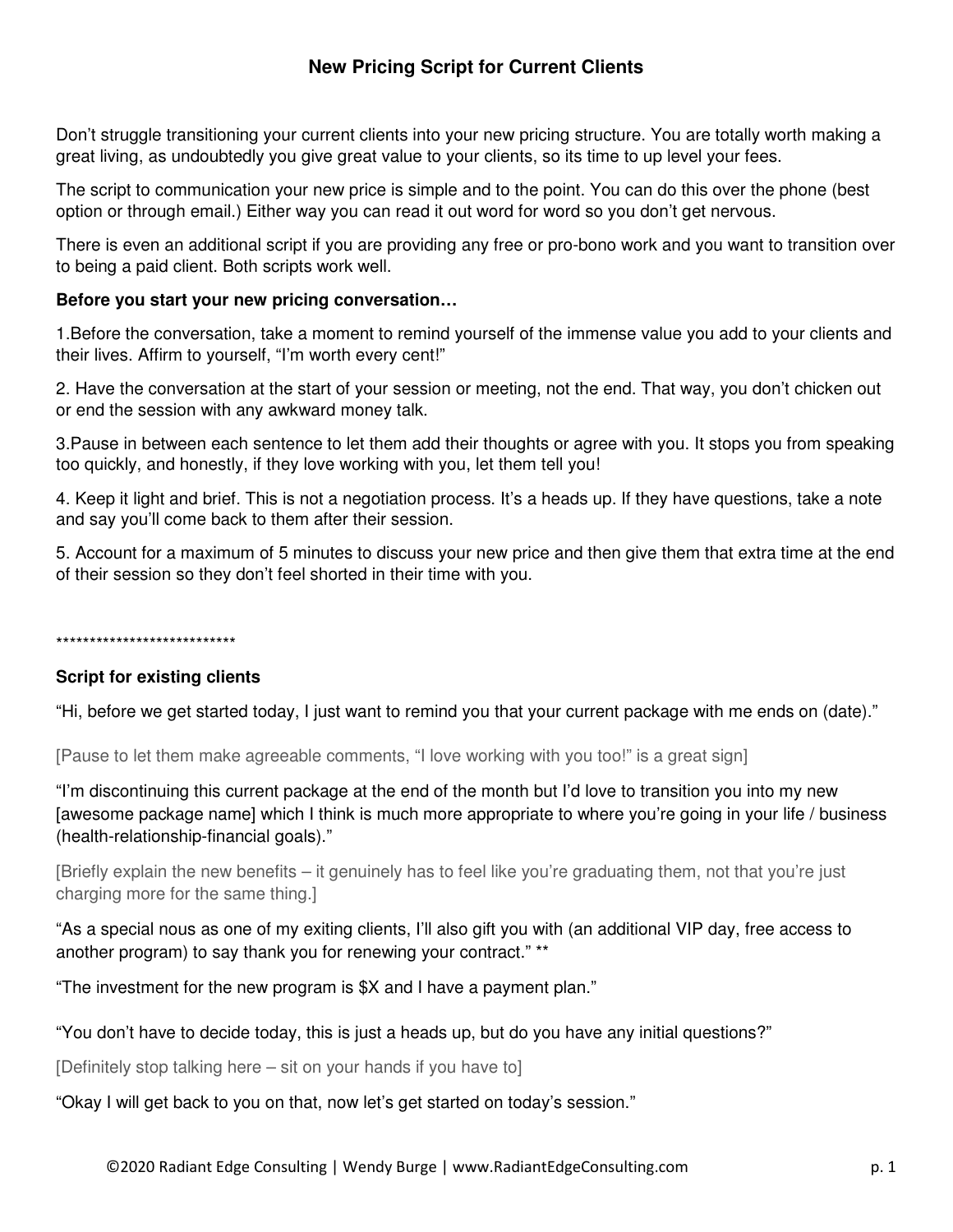# New Pricing Script for Current Clients

Don't struggle transitioning your current clients into your new pricing structure. You are totally worth making a great living, as undoubtedly you give great value to your clients, so its time to up level your fees.

The script to communication your new price is simple and to the point. You can do this over the phone (best option or through email.) Either way you can read it out word for word so you don't get nervous.

There is even an additional script if you are providing any free or pro-bono work and you want to transition over to being a paid client. Both scripts work well.

**Before you start your new pricing conversation…**

1.Before the conversation, take a moment to remind yourself of the immense value you add to your clients and their lives. Affirm to yourself, "I'm worth every cent!"

2. Have the conversation at the start of your session or meeting, not the end. That way, you don't chicken out or end the session with any awkward money talk.

3.Pause in between each sentence to let them add their thoughts or agree with you. It stops you from speaking too quickly, and honestly, if they love working with you, let them tell you!

4. Keep it light and brief. This is not a negotiation process. It's a heads up. If they have questions, take a note and say you'll come back to them after their session.

5. Account for a maximum of 5 minutes to discuss your new price and then give them that extra time at the end of their session so they don't feel shorted in their time with you.

***************************

**Script for existing clients**

"Hi, before we get started today, I just want to remind you that your current package with me ends on (date)."

[Pause to let them make agreeable comments, "I love working with you too!" is a great sign]

"I'm discontinuing this current package at the end of the month but I'd love to transition you into my new [awesome package name] which I think is much more appropriate to where you're going in your life / business (health-relationship-financial goals)."

[Briefly explain the new benefits – it genuinely has to feel like you're graduating them, not that you're just charging more for the same thing.]

"As a special nous as one of my exiting clients, I'll also gift you with (an additional VIP day, free access to another program) to say thank you for renewing your contract." **

"The investment for the new program is $X and I have a payment plan."

"You don't have to decide today, this is just a heads up, but do you have any initial questions?"

[Definitely stop talking here – sit on your hands if you have to]

"Okay I will get back to you on that, now let's get started on today's session."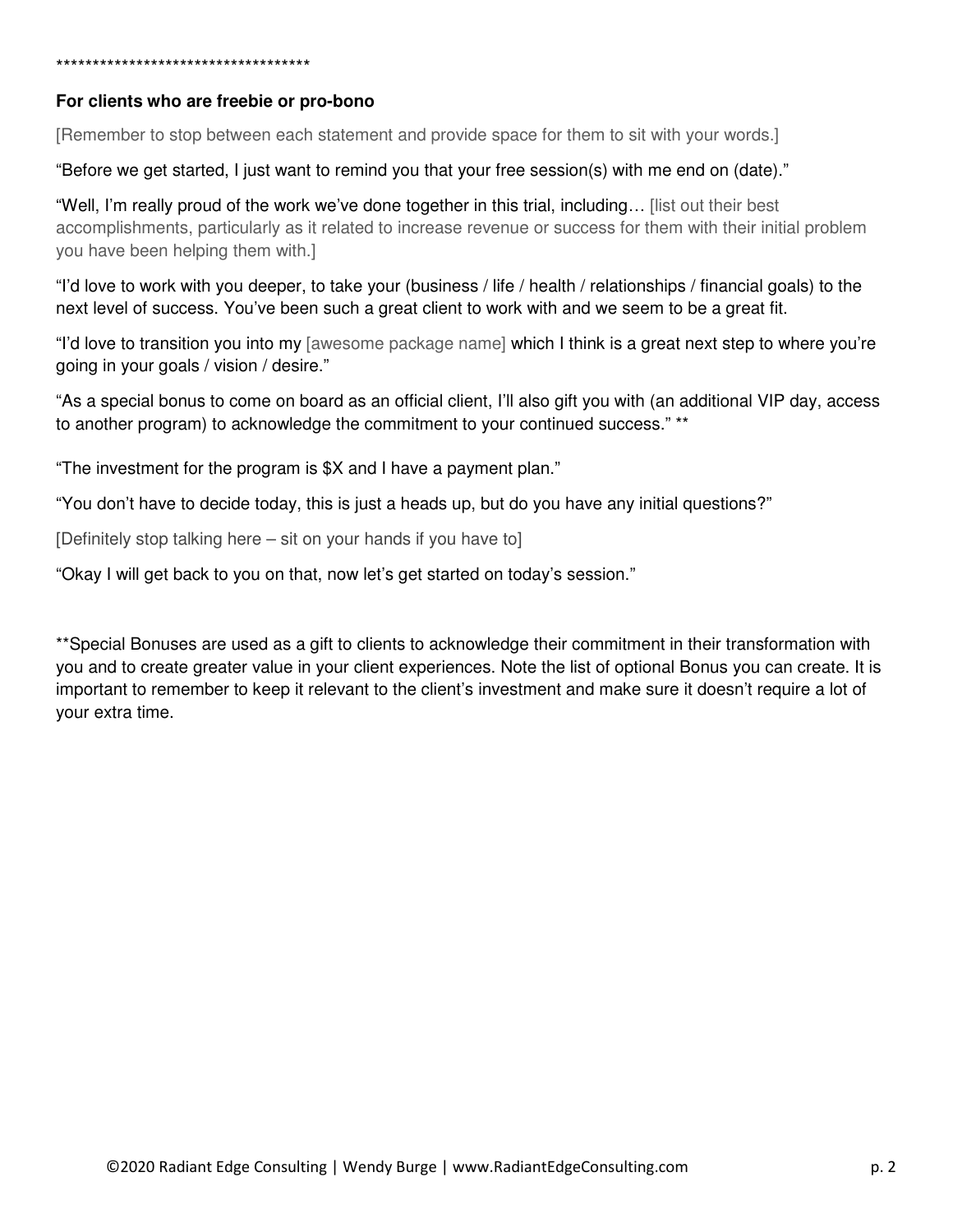************************************

**For clients who are freebie or pro-bono**

[Remember to stop between each statement and provide space for them to sit with your words.]

"Before we get started, I just want to remind you that your free session(s) with me end on (date)."

"Well, I'm really proud of the work we've done together in this trial, including… [list out their best accomplishments, particularly as it related to increase revenue or success for them with their initial problem you have been helping them with.]

"I'd love to work with you deeper, to take your (business / life / health / relationships / financial goals) to the next level of success. You've been such a great client to work with and we seem to be a great fit.

"I'd love to transition you into my [awesome package name] which I think is a great next step to where you're going in your goals / vision / desire."

"As a special bonus to come on board as an official client, I'll also gift you with (an additional VIP day, access to another program) to acknowledge the commitment to your continued success." **

"The investment for the program is $X and I have a payment plan."

"You don't have to decide today, this is just a heads up, but do you have any initial questions?"

[Definitely stop talking here – sit on your hands if you have to]

"Okay I will get back to you on that, now let's get started on today's session."

**Special Bonuses are used as a gift to clients to acknowledge their commitment in their transformation with you and to create greater value in your client experiences. Note the list of optional Bonus you can create. It is important to remember to keep it relevant to the client's investment and make sure it doesn't require a lot of your extra time.